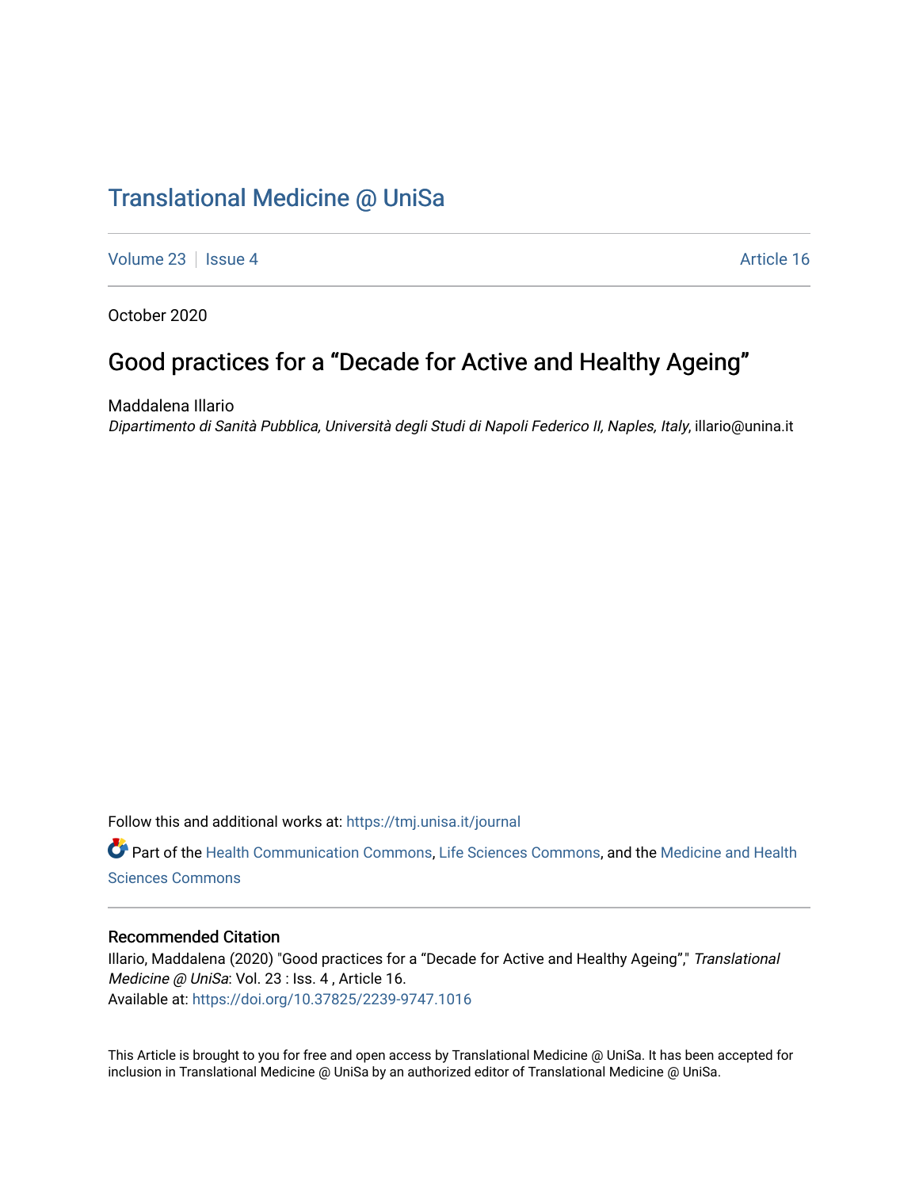# Translational Medicine @ UniSa

Volume 23 | Issue 4 Article 16

October 2020

## Good practices for a “Decade for Active and Healthy Ageing”

Maddalena Illario
*Dipartimento di Sanità Pubblica, Università degli Studi di Napoli Federico II, Naples, Italy*, illario@unina.it

Follow this and additional works at: https://tmj.unisa.it/journal

Part of the Health Communication Commons, Life Sciences Commons, and the Medicine and Health Sciences Commons

### Recommended Citation

Illario, Maddalena (2020) "Good practices for a “Decade for Active and Healthy Ageing”," *Translational Medicine @ UniSa*: Vol. 23 : Iss. 4 , Article 16.
Available at: https://doi.org/10.37825/2239-9747.1016

This Article is brought to you for free and open access by Translational Medicine @ UniSa. It has been accepted for inclusion in Translational Medicine @ UniSa by an authorized editor of Translational Medicine @ UniSa.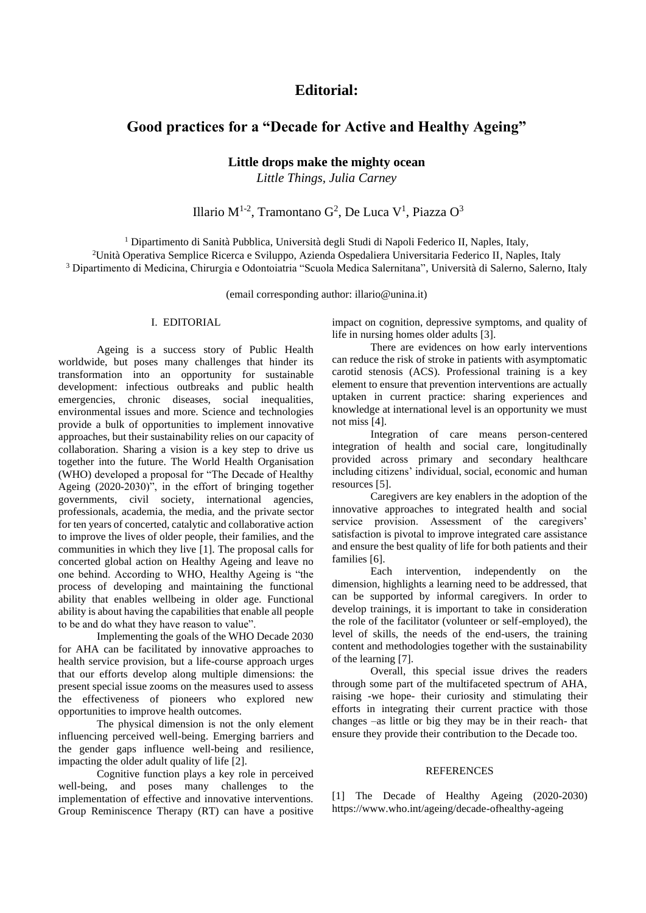# Editorial:

# Good practices for a "Decade for Active and Healthy Ageing"

**Little drops make the mighty ocean**

*Little Things, Julia Carney*

Illario M[1-2], Tramontano G[2], De Luca V[1], Piazza O[3]

[1] Dipartimento di Sanità Pubblica, Università degli Studi di Napoli Federico II, Naples, Italy,
[2]Unità Operativa Semplice Ricerca e Sviluppo, Azienda Ospedaliera Universitaria Federico II, Naples, Italy
[3] Dipartimento di Medicina, Chirurgia e Odontoiatria "Scuola Medica Salernitana", Università di Salerno, Salerno, Italy

(email corresponding author: illario@unina.it)

## I. EDITORIAL

Ageing is a success story of Public Health worldwide, but poses many challenges that hinder its transformation into an opportunity for sustainable development: infectious outbreaks and public health emergencies, chronic diseases, social inequalities, environmental issues and more. Science and technologies provide a bulk of opportunities to implement innovative approaches, but their sustainability relies on our capacity of collaboration. Sharing a vision is a key step to drive us together into the future. The World Health Organisation (WHO) developed a proposal for "The Decade of Healthy Ageing (2020-2030)", in the effort of bringing together governments, civil society, international agencies, professionals, academia, the media, and the private sector for ten years of concerted, catalytic and collaborative action to improve the lives of older people, their families, and the communities in which they live [1]. The proposal calls for concerted global action on Healthy Ageing and leave no one behind. According to WHO, Healthy Ageing is "the process of developing and maintaining the functional ability that enables wellbeing in older age. Functional ability is about having the capabilities that enable all people to be and do what they have reason to value".

Implementing the goals of the WHO Decade 2030 for AHA can be facilitated by innovative approaches to health service provision, but a life-course approach urges that our efforts develop along multiple dimensions: the present special issue zooms on the measures used to assess the effectiveness of pioneers who explored new opportunities to improve health outcomes.

The physical dimension is not the only element influencing perceived well-being. Emerging barriers and the gender gaps influence well-being and resilience, impacting the older adult quality of life [2].

Cognitive function plays a key role in perceived well-being, and poses many challenges to the implementation of effective and innovative interventions. Group Reminiscence Therapy (RT) can have a positive impact on cognition, depressive symptoms, and quality of life in nursing homes older adults [3].

There are evidences on how early interventions can reduce the risk of stroke in patients with asymptomatic carotid stenosis (ACS). Professional training is a key element to ensure that prevention interventions are actually uptaken in current practice: sharing experiences and knowledge at international level is an opportunity we must not miss [4].

Integration of care means person-centered integration of health and social care, longitudinally provided across primary and secondary healthcare including citizens' individual, social, economic and human resources [5].

Caregivers are key enablers in the adoption of the innovative approaches to integrated health and social service provision. Assessment of the caregivers' satisfaction is pivotal to improve integrated care assistance and ensure the best quality of life for both patients and their families [6].

Each intervention, independently on the dimension, highlights a learning need to be addressed, that can be supported by informal caregivers. In order to develop trainings, it is important to take in consideration the role of the facilitator (volunteer or self-employed), the level of skills, the needs of the end-users, the training content and methodologies together with the sustainability of the learning [7].

Overall, this special issue drives the readers through some part of the multifaceted spectrum of AHA, raising -we hope- their curiosity and stimulating their efforts in integrating their current practice with those changes –as little or big they may be in their reach- that ensure they provide their contribution to the Decade too.

## REFERENCES

[1] The Decade of Healthy Ageing (2020-2030) https://www.who.int/ageing/decade-ofhealthy-ageing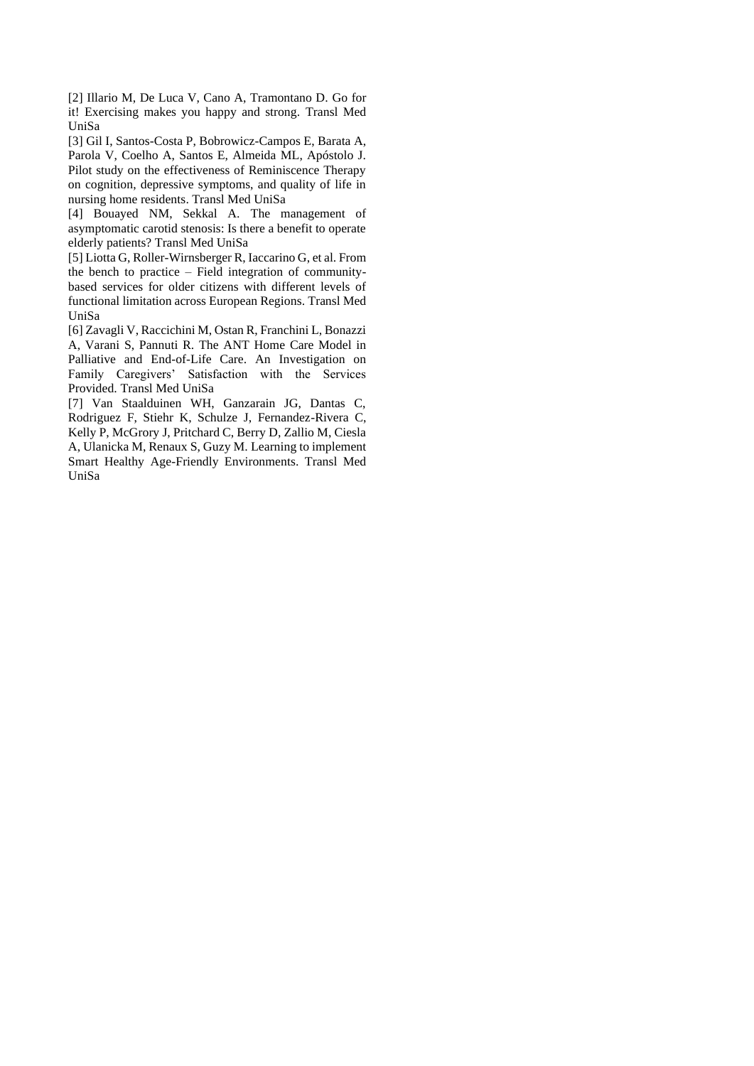[2] Illario M, De Luca V, Cano A, Tramontano D. Go for it! Exercising makes you happy and strong. Transl Med UniSa

[3] Gil I, Santos-Costa P, Bobrowicz-Campos E, Barata A, Parola V, Coelho A, Santos E, Almeida ML, Apóstolo J. Pilot study on the effectiveness of Reminiscence Therapy on cognition, depressive symptoms, and quality of life in nursing home residents. Transl Med UniSa

[4] Bouayed NM, Sekkal A. The management of asymptomatic carotid stenosis: Is there a benefit to operate elderly patients? Transl Med UniSa

[5] Liotta G, Roller-Wirnsberger R, Iaccarino G, et al. From the bench to practice – Field integration of community-based services for older citizens with different levels of functional limitation across European Regions. Transl Med UniSa

[6] Zavagli V, Raccichini M, Ostan R, Franchini L, Bonazzi A, Varani S, Pannuti R. The ANT Home Care Model in Palliative and End-of-Life Care. An Investigation on Family Caregivers' Satisfaction with the Services Provided. Transl Med UniSa

[7] Van Staalduinen WH, Ganzarain JG, Dantas C, Rodriguez F, Stiehr K, Schulze J, Fernandez-Rivera C, Kelly P, McGrory J, Pritchard C, Berry D, Zallio M, Ciesla A, Ulanicka M, Renaux S, Guzy M. Learning to implement Smart Healthy Age-Friendly Environments. Transl Med UniSa